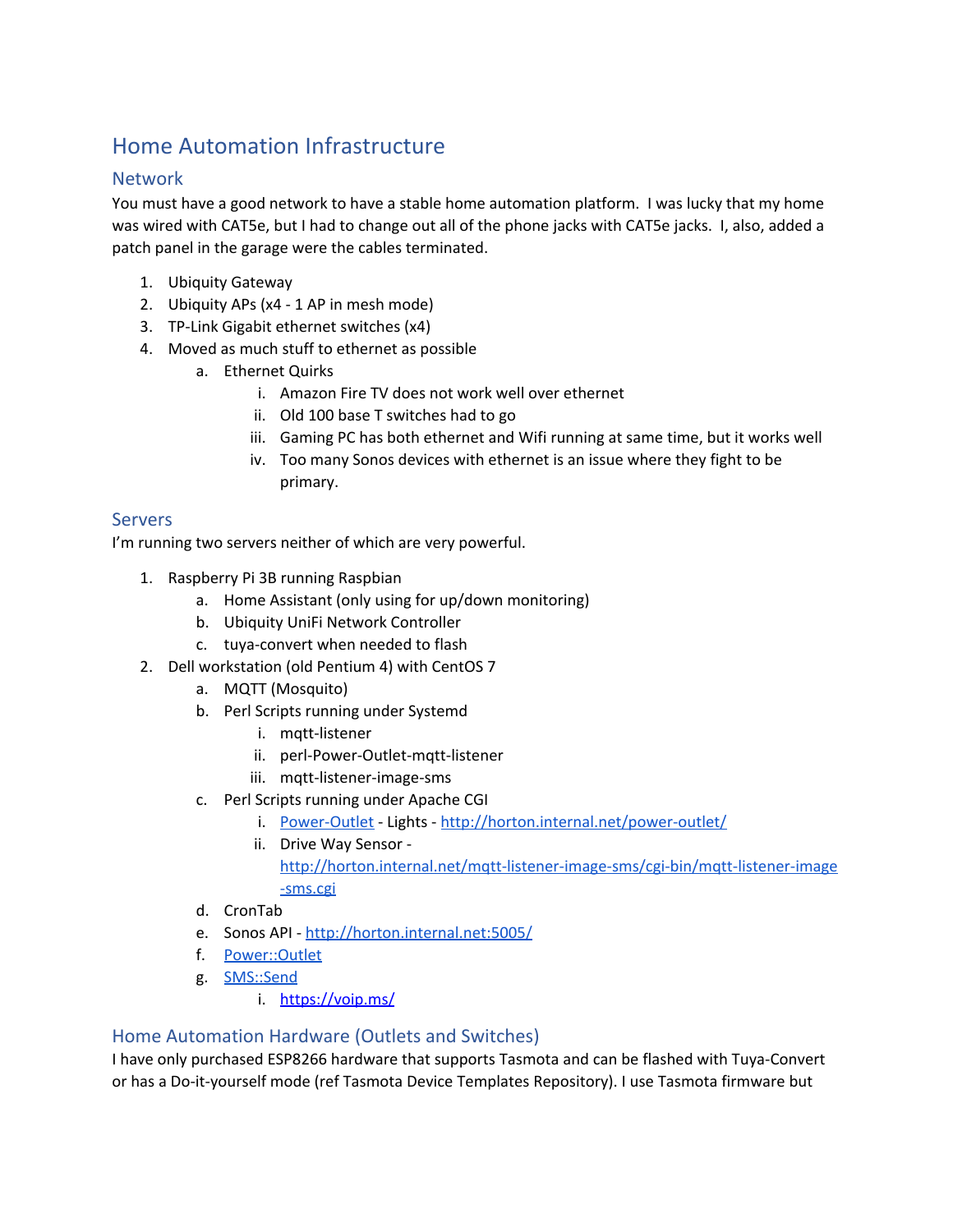# Home Automation Infrastructure

## Network

You must have a good network to have a stable home automation platform. I was lucky that my home was wired with CAT5e, but I had to change out all of the phone jacks with CAT5e jacks. I, also, added a patch panel in the garage were the cables terminated.

1. Ubiquity Gateway
2. Ubiquity APs (x4 - 1 AP in mesh mode)
3. TP-Link Gigabit ethernet switches (x4)
4. Moved as much stuff to ethernet as possible
   a. Ethernet Quirks
      i. Amazon Fire TV does not work well over ethernet
      ii. Old 100 base T switches had to go
      iii. Gaming PC has both ethernet and Wifi running at same time, but it works well
      iv. Too many Sonos devices with ethernet is an issue where they fight to be primary.

## Servers

I'm running two servers neither of which are very powerful.

1. Raspberry Pi 3B running Raspbian
   a. Home Assistant (only using for up/down monitoring)
   b. Ubiquity UniFi Network Controller
   c. tuya-convert when needed to flash
2. Dell workstation (old Pentium 4) with CentOS 7
   a. MQTT (Mosquito)
   b. Perl Scripts running under Systemd
      i. mqtt-listener
      ii. perl-Power-Outlet-mqtt-listener
      iii. mqtt-listener-image-sms
   c. Perl Scripts running under Apache CGI
      i. Power-Outlet - Lights - http://horton.internal.net/power-outlet/
      ii. Drive Way Sensor - http://horton.internal.net/mqtt-listener-image-sms/cgi-bin/mqtt-listener-image-sms.cgi
   d. CronTab
   e. Sonos API - http://horton.internal.net:5005/
   f. Power::Outlet
   g. SMS::Send
      i. https://voip.ms/

## Home Automation Hardware (Outlets and Switches)

I have only purchased ESP8266 hardware that supports Tasmota and can be flashed with Tuya-Convert or has a Do-it-yourself mode (ref Tasmota Device Templates Repository). I use Tasmota firmware but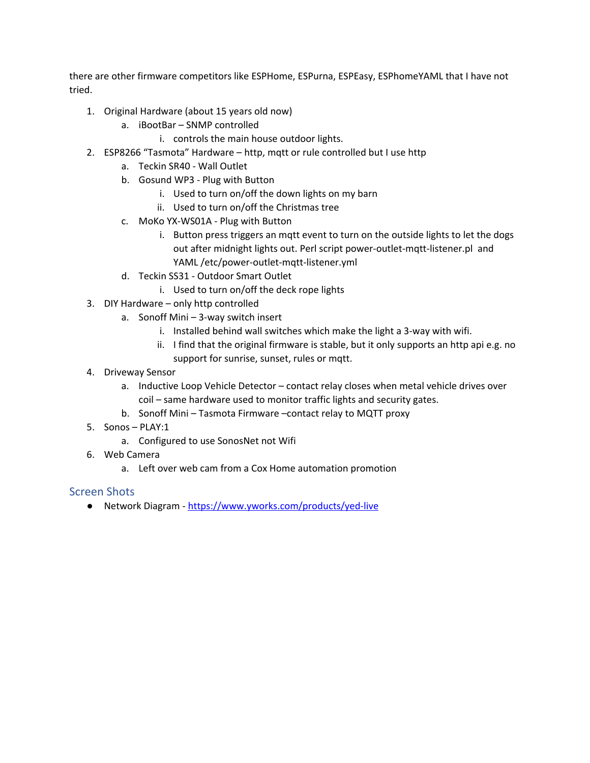there are other firmware competitors like ESPHome, ESPurna, ESPEasy, ESPhomeYAML that I have not tried.

1. Original Hardware (about 15 years old now)
    a. iBootBar – SNMP controlled
        i. controls the main house outdoor lights.
2. ESP8266 "Tasmota" Hardware – http, mqtt or rule controlled but I use http
    a. Teckin SR40 - Wall Outlet
    b. Gosund WP3 - Plug with Button
        i. Used to turn on/off the down lights on my barn
        ii. Used to turn on/off the Christmas tree
    c. MoKo YX-WS01A - Plug with Button
        i. Button press triggers an mqtt event to turn on the outside lights to let the dogs out after midnight lights out. Perl script power-outlet-mqtt-listener.pl and YAML /etc/power-outlet-mqtt-listener.yml
    d. Teckin SS31 - Outdoor Smart Outlet
        i. Used to turn on/off the deck rope lights
3. DIY Hardware – only http controlled
    a. Sonoff Mini – 3-way switch insert
        i. Installed behind wall switches which make the light a 3-way with wifi.
        ii. I find that the original firmware is stable, but it only supports an http api e.g. no support for sunrise, sunset, rules or mqtt.
4. Driveway Sensor
    a. Inductive Loop Vehicle Detector – contact relay closes when metal vehicle drives over coil – same hardware used to monitor traffic lights and security gates.
    b. Sonoff Mini – Tasmota Firmware –contact relay to MQTT proxy
5. Sonos – PLAY:1
    a. Configured to use SonosNet not Wifi
6. Web Camera
    a. Left over web cam from a Cox Home automation promotion

## Screen Shots

- Network Diagram - [https://www.yworks.com/products/yed-live](https://www.yworks.com/products/yed-live)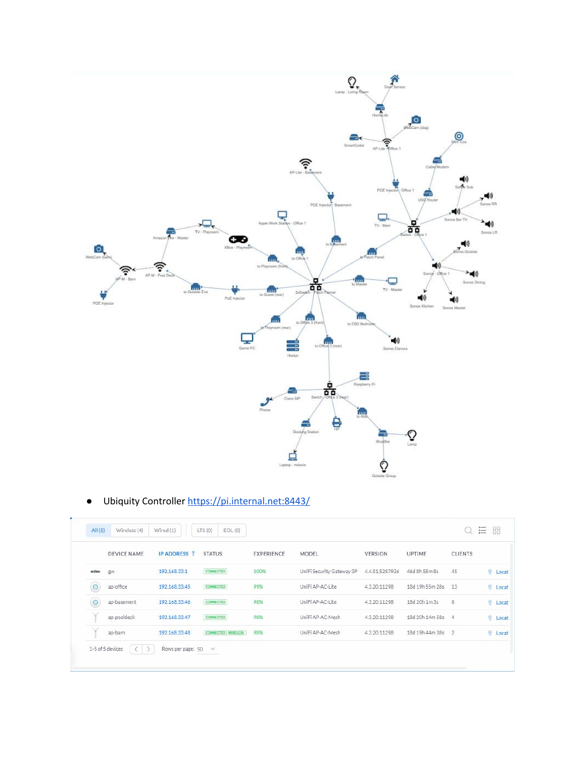- Ubiquity Controller https://pi.internal.net:8443/

All (5) | Wireless (4) | Wired (1) | LTS (0) | EOL (0)

| | DEVICE NAME | IP ADDRESS | STATUS | EXPERIENCE | MODEL | VERSION | UPTIME | CLIENTS | |
|---|---|---|---|---|---|---|---|---|---|
| | gw | 192.168.33.1 | CONNECTED | 100% | UniFi Security Gateway 3P | 4.4.51.5287926 | 46d 8h 55m 8s | 45 | Locat |
| | ap-office | 192.168.33.45 | CONNECTED | 99% | UniFi AP-AC-Lite | 4.3.20.11298 | 18d 19h 55m 28s | 13 | Locat |
| | ap-basement | 192.168.33.46 | CONNECTED | 98% | UniFi AP-AC-Lite | 4.3.20.11298 | 18d 20h 1m 3s | 8 | Locat |
| | ap-pooldeck | 192.168.33.47 | CONNECTED | 98% | UniFi AP-AC-Mesh | 4.3.20.11298 | 18d 20h 14m 58s | 4 | Locat |
| | ap-barn | 192.168.33.48 | CONNECTED WIRELESS | 98% | UniFi AP-AC-Mesh | 4.3.20.11298 | 18d 19h 44m 38s | 2 | Locat |

1-5 of 5 devices  Rows per page: 50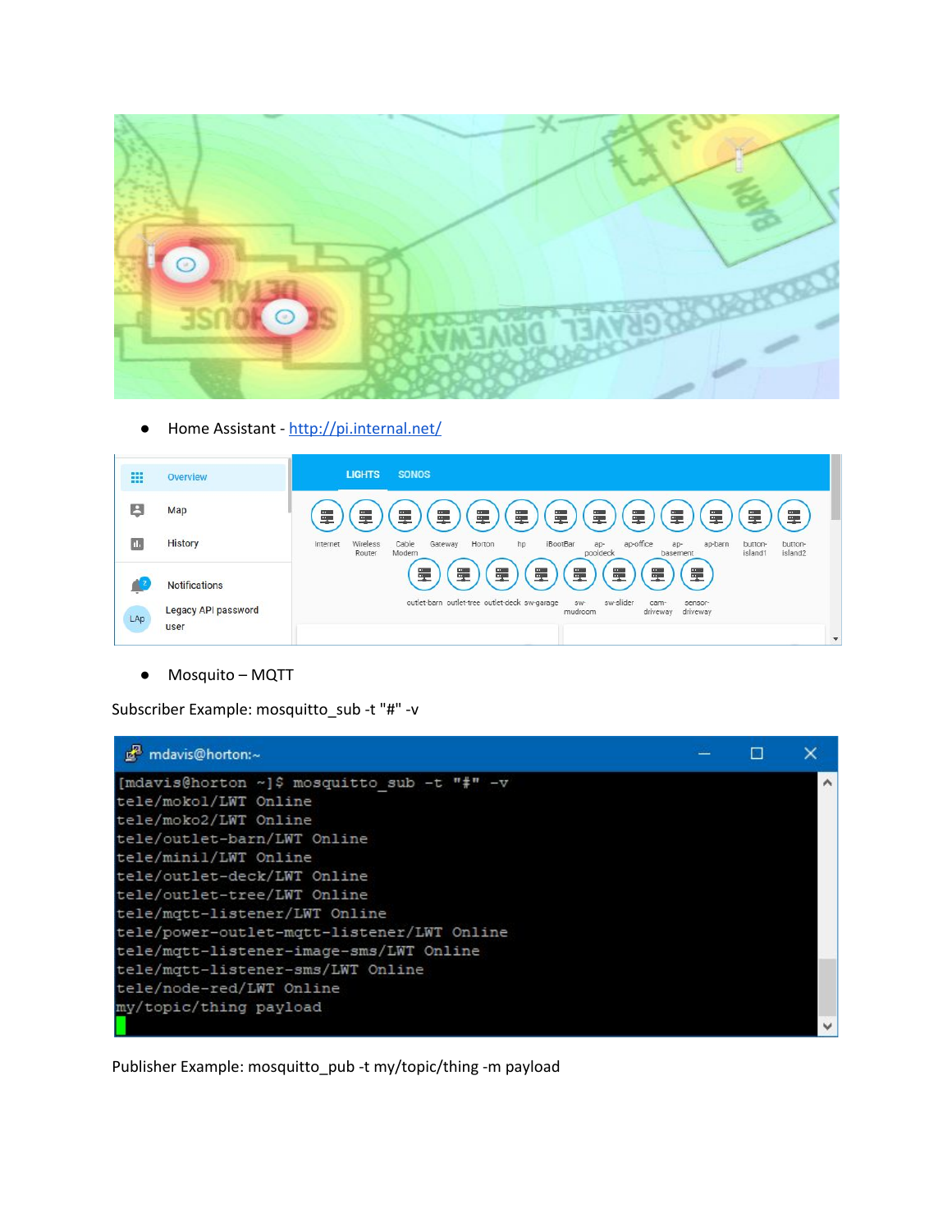- Home Assistant - [http://pi.internal.net/](http://pi.internal.net/)

- Mosquito – MQTT

Subscriber Example: mosquitto_sub -t "#" -v

```
[mdavis@horton ~]$ mosquitto_sub -t "#" -v
tele/moko1/LWT Online
tele/moko2/LWT Online
tele/outlet-barn/LWT Online
tele/mini1/LWT Online
tele/outlet-deck/LWT Online
tele/outlet-tree/LWT Online
tele/mqtt-listener/LWT Online
tele/power-outlet-mqtt-listener/LWT Online
tele/mqtt-listener-image-sms/LWT Online
tele/mqtt-listener-sms/LWT Online
tele/node-red/LWT Online
my/topic/thing payload
```

Publisher Example: mosquitto_pub -t my/topic/thing -m payload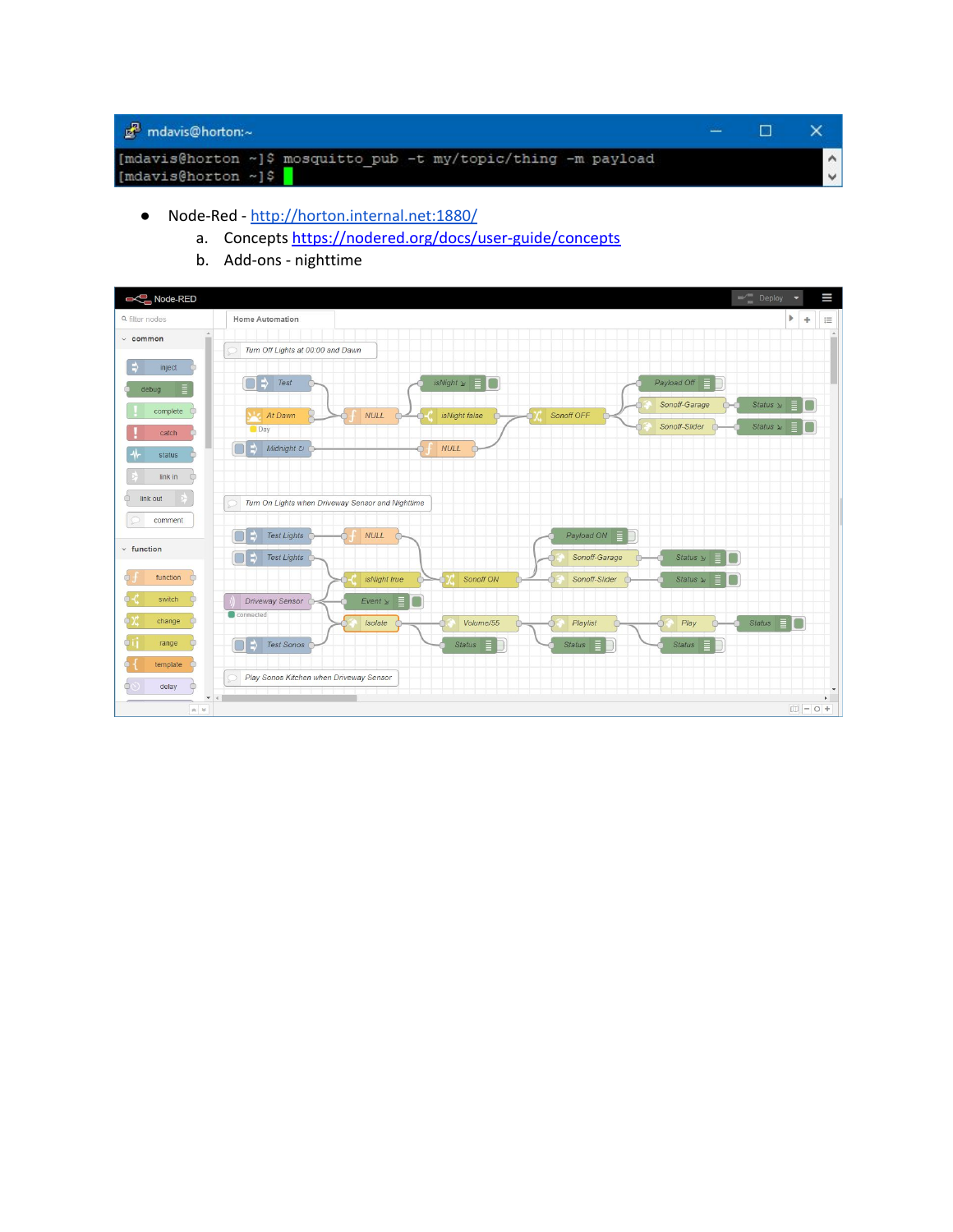```
[mdavis@horton ~]$ mosquitto_pub -t my/topic/thing -m payload
[mdavis@horton ~]$
```

- Node-Red - http://horton.internal.net:1880/
  a. Concepts https://nodered.org/docs/user-guide/concepts
  b. Add-ons - nighttime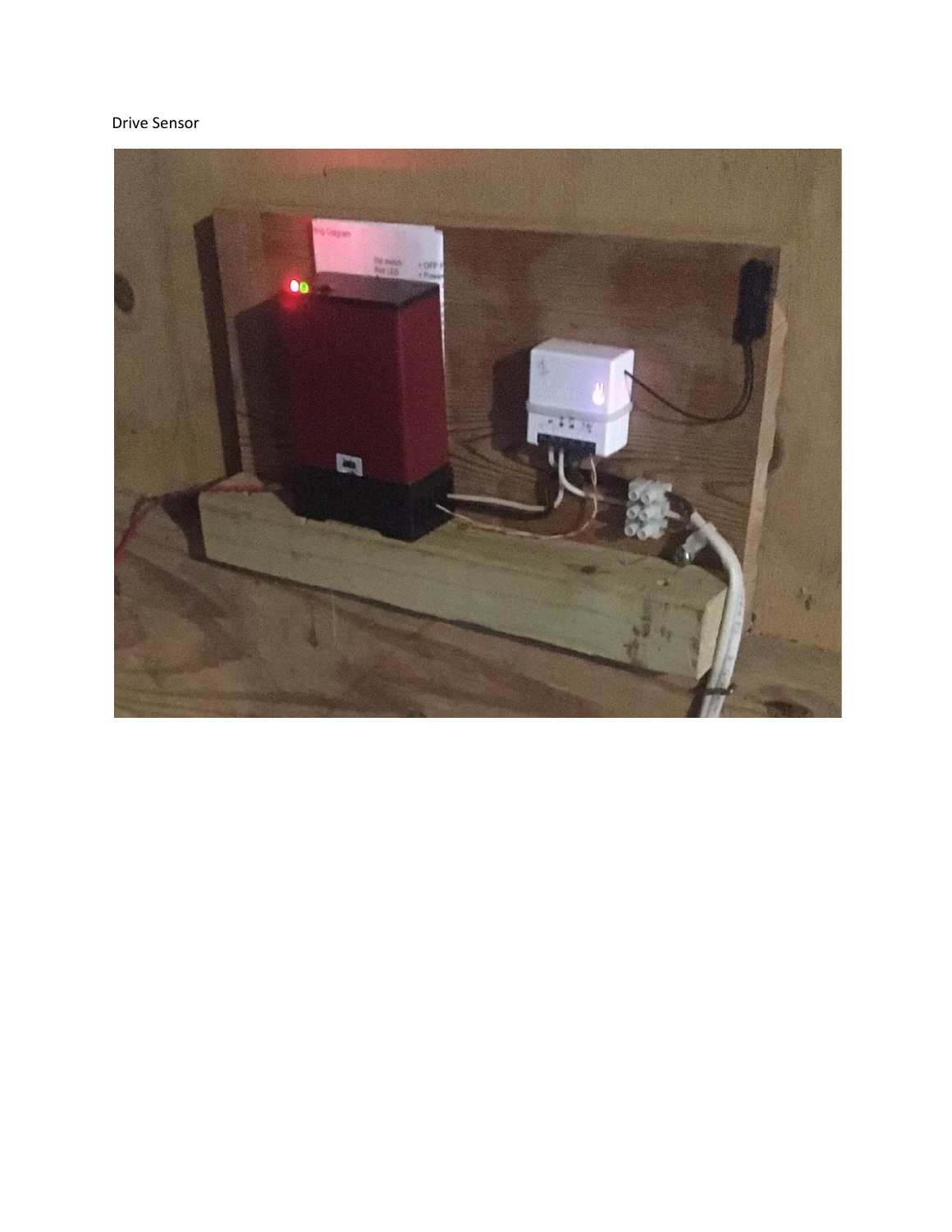Drive Sensor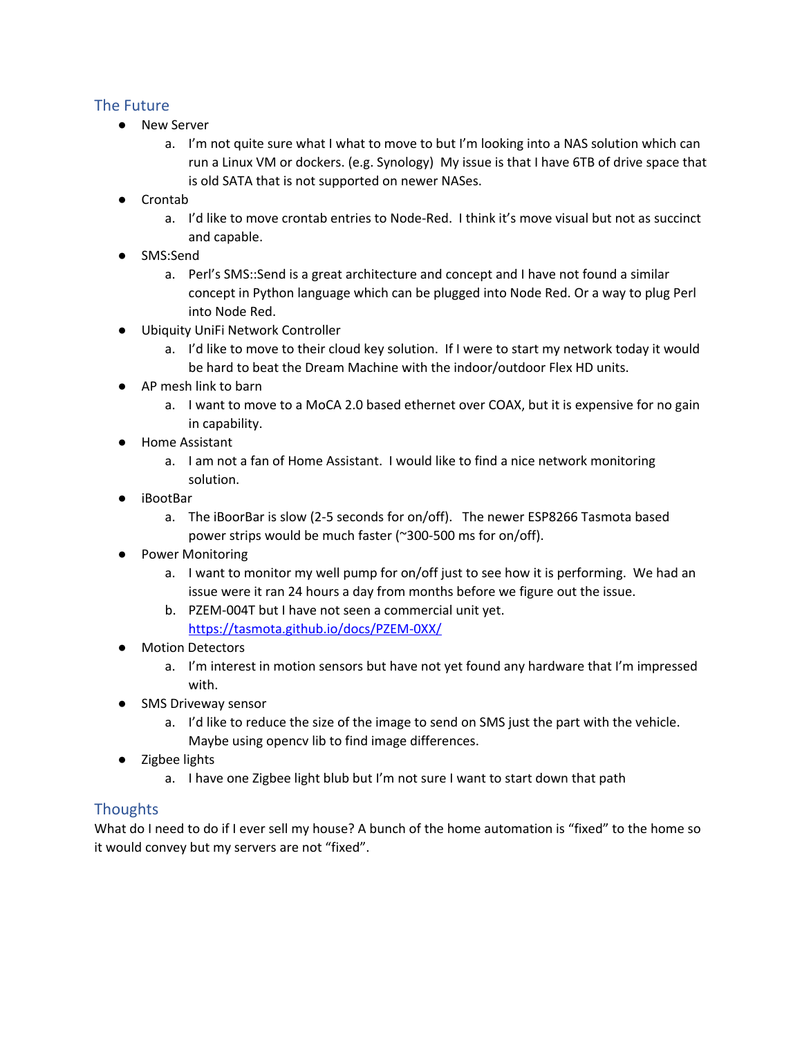## The Future

- New Server
    a. I'm not quite sure what I what to move to but I'm looking into a NAS solution which can run a Linux VM or dockers. (e.g. Synology) My issue is that I have 6TB of drive space that is old SATA that is not supported on newer NASes.
- Crontab
    a. I'd like to move crontab entries to Node-Red. I think it's move visual but not as succinct and capable.
- SMS:Send
    a. Perl's SMS::Send is a great architecture and concept and I have not found a similar concept in Python language which can be plugged into Node Red. Or a way to plug Perl into Node Red.
- Ubiquity UniFi Network Controller
    a. I'd like to move to their cloud key solution. If I were to start my network today it would be hard to beat the Dream Machine with the indoor/outdoor Flex HD units.
- AP mesh link to barn
    a. I want to move to a MoCA 2.0 based ethernet over COAX, but it is expensive for no gain in capability.
- Home Assistant
    a. I am not a fan of Home Assistant. I would like to find a nice network monitoring solution.
- iBootBar
    a. The iBoorBar is slow (2-5 seconds for on/off). The newer ESP8266 Tasmota based power strips would be much faster (~300-500 ms for on/off).
- Power Monitoring
    a. I want to monitor my well pump for on/off just to see how it is performing. We had an issue were it ran 24 hours a day from months before we figure out the issue.
    b. PZEM-004T but I have not seen a commercial unit yet. https://tasmota.github.io/docs/PZEM-0XX/
- Motion Detectors
    a. I'm interest in motion sensors but have not yet found any hardware that I'm impressed with.
- SMS Driveway sensor
    a. I'd like to reduce the size of the image to send on SMS just the part with the vehicle. Maybe using opencv lib to find image differences.
- Zigbee lights
    a. I have one Zigbee light blub but I'm not sure I want to start down that path

## Thoughts

What do I need to do if I ever sell my house? A bunch of the home automation is "fixed" to the home so it would convey but my servers are not "fixed".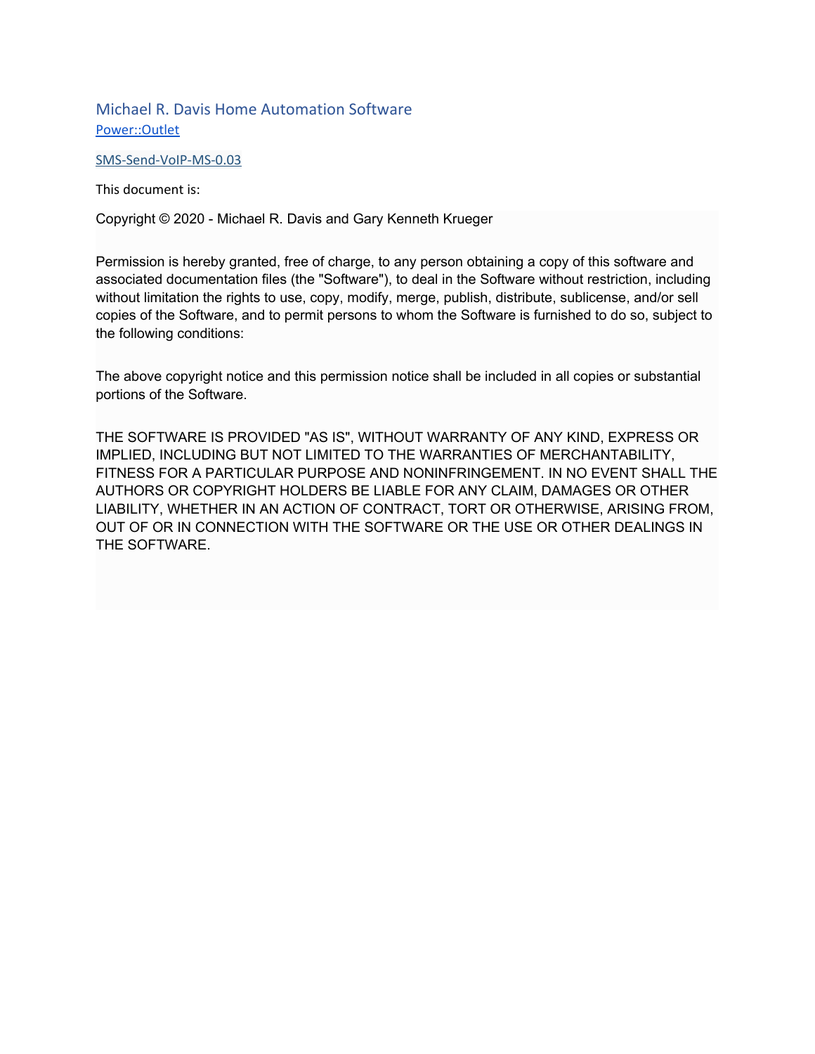## Michael R. Davis Home Automation Software

[Power::Outlet]

[SMS-Send-VoIP-MS-0.03]

This document is:

Copyright © 2020 - Michael R. Davis and Gary Kenneth Krueger

Permission is hereby granted, free of charge, to any person obtaining a copy of this software and associated documentation files (the "Software"), to deal in the Software without restriction, including without limitation the rights to use, copy, modify, merge, publish, distribute, sublicense, and/or sell copies of the Software, and to permit persons to whom the Software is furnished to do so, subject to the following conditions:

The above copyright notice and this permission notice shall be included in all copies or substantial portions of the Software.

THE SOFTWARE IS PROVIDED "AS IS", WITHOUT WARRANTY OF ANY KIND, EXPRESS OR IMPLIED, INCLUDING BUT NOT LIMITED TO THE WARRANTIES OF MERCHANTABILITY, FITNESS FOR A PARTICULAR PURPOSE AND NONINFRINGEMENT. IN NO EVENT SHALL THE AUTHORS OR COPYRIGHT HOLDERS BE LIABLE FOR ANY CLAIM, DAMAGES OR OTHER LIABILITY, WHETHER IN AN ACTION OF CONTRACT, TORT OR OTHERWISE, ARISING FROM, OUT OF OR IN CONNECTION WITH THE SOFTWARE OR THE USE OR OTHER DEALINGS IN THE SOFTWARE.